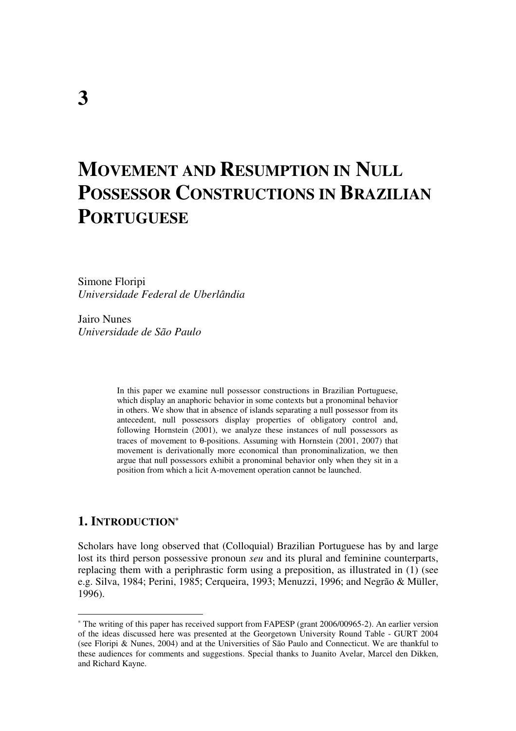# 3

# MOVEMENT AND RESUMPTION IN NULL POSSESSOR CONSTRUCTIONS IN BRAZILIAN PORTUGUESE

Simone Floripi
*Universidade Federal de Uberlândia*

Jairo Nunes
*Universidade de São Paulo*

> In this paper we examine null possessor constructions in Brazilian Portuguese, which display an anaphoric behavior in some contexts but a pronominal behavior in others. We show that in absence of islands separating a null possessor from its antecedent, null possessors display properties of obligatory control and, following Hornstein (2001), we analyze these instances of null possessors as traces of movement to θ-positions. Assuming with Hornstein (2001, 2007) that movement is derivationally more economical than pronominalization, we then argue that null possessors exhibit a pronominal behavior only when they sit in a position from which a licit A-movement operation cannot be launched.

## 1. INTRODUCTION*

Scholars have long observed that (Colloquial) Brazilian Portuguese has by and large lost its third person possessive pronoun *seu* and its plural and feminine counterparts, replacing them with a periphrastic form using a preposition, as illustrated in (1) (see e.g. Silva, 1984; Perini, 1985; Cerqueira, 1993; Menuzzi, 1996; and Negrão & Müller, 1996).

---

* The writing of this paper has received support from FAPESP (grant 2006/00965-2). An earlier version of the ideas discussed here was presented at the Georgetown University Round Table - GURT 2004 (see Floripi & Nunes, 2004) and at the Universities of São Paulo and Connecticut. We are thankful to these audiences for comments and suggestions. Special thanks to Juanito Avelar, Marcel den Dikken, and Richard Kayne.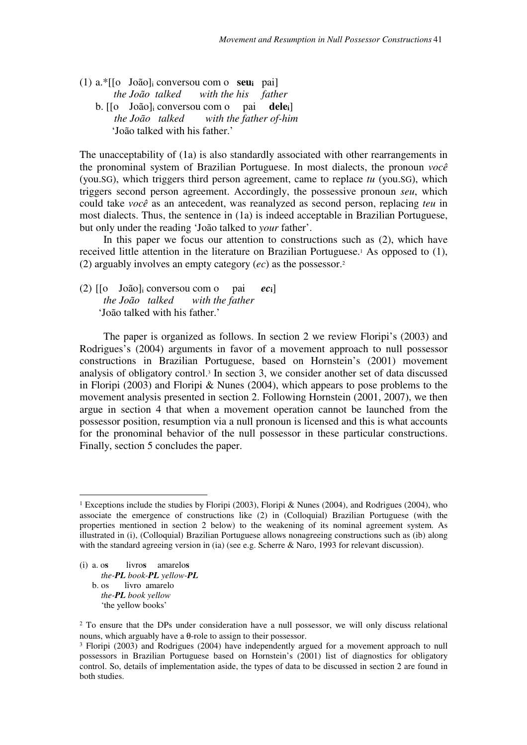(1) a.*[[o João]$_i$ conversou com o **seu$_i$** pai]
*the João talked with the his father*
b. [[o João]$_i$ conversou com o pai **dele$_i$**]
*the João talked with the father of-him*
'João talked with his father.'

The unacceptability of (1a) is also standardly associated with other rearrangements in the pronominal system of Brazilian Portuguese. In most dialects, the pronoun *você* (you.SG), which triggers third person agreement, came to replace *tu* (you.SG), which triggers second person agreement. Accordingly, the possessive pronoun *seu*, which could take *você* as an antecedent, was reanalyzed as second person, replacing *teu* in most dialects. Thus, the sentence in (1a) is indeed acceptable in Brazilian Portuguese, but only under the reading 'João talked to *your* father'.

In this paper we focus our attention to constructions such as (2), which have received little attention in the literature on Brazilian Portuguese.[1] As opposed to (1), (2) arguably involves an empty category (*ec*) as the possessor.[2]

(2) [[o João]$_i$ conversou com o pai ***ec$_i$***]
*the João talked with the father*
'João talked with his father.'

The paper is organized as follows. In section 2 we review Floripi's (2003) and Rodrigues's (2004) arguments in favor of a movement approach to null possessor constructions in Brazilian Portuguese, based on Hornstein's (2001) movement analysis of obligatory control.[3] In section 3, we consider another set of data discussed in Floripi (2003) and Floripi & Nunes (2004), which appears to pose problems to the movement analysis presented in section 2. Following Hornstein (2001, 2007), we then argue in section 4 that when a movement operation cannot be launched from the possessor position, resumption via a null pronoun is licensed and this is what accounts for the pronominal behavior of the null possessor in these particular constructions. Finally, section 5 concludes the paper.

---

[1] Exceptions include the studies by Floripi (2003), Floripi & Nunes (2004), and Rodrigues (2004), who associate the emergence of constructions like (2) in (Colloquial) Brazilian Portuguese (with the properties mentioned in section 2 below) to the weakening of its nominal agreement system. As illustrated in (i), (Colloquial) Brazilian Portuguese allows nonagreeing constructions such as (ib) along with the standard agreeing version in (ia) (see e.g. Scherre & Naro, 1993 for relevant discussion).

(i) a. o**s** livro**s** amarelo**s**
*the-**PL** book-**PL** yellow-**PL***
b. os livro amarelo
*the-**PL** book yellow*
'the yellow books'

[2] To ensure that the DPs under consideration have a null possessor, we will only discuss relational nouns, which arguably have a θ-role to assign to their possessor.

[3] Floripi (2003) and Rodrigues (2004) have independently argued for a movement approach to null possessors in Brazilian Portuguese based on Hornstein's (2001) list of diagnostics for obligatory control. So, details of implementation aside, the types of data to be discussed in section 2 are found in both studies.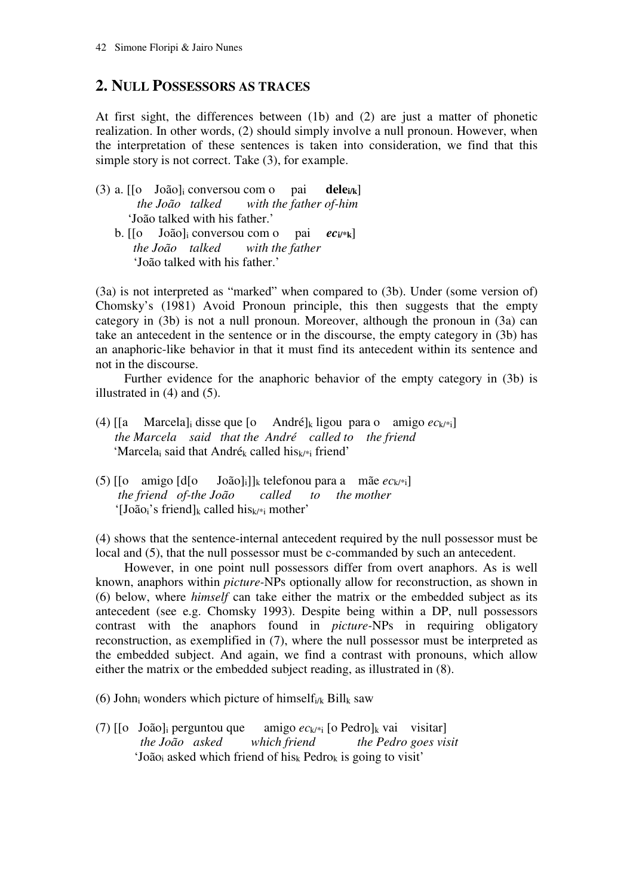## 2. NULL POSSESSORS AS TRACES

At first sight, the differences between (1b) and (2) are just a matter of phonetic realization. In other words, (2) should simply involve a null pronoun. However, when the interpretation of these sentences is taken into consideration, we find that this simple story is not correct. Take (3), for example.

(3) a. [[o João]$_i$ conversou com o pai **dele$_{i/k}$**]
*the João talked with the father of-him*
'João talked with his father.'

b. [[o João]$_i$ conversou com o pai ***ec$_{i/*k}$***]
*the João talked with the father*
'João talked with his father.'

(3a) is not interpreted as "marked" when compared to (3b). Under (some version of) Chomsky's (1981) Avoid Pronoun principle, this then suggests that the empty category in (3b) is not a null pronoun. Moreover, although the pronoun in (3a) can take an antecedent in the sentence or in the discourse, the empty category in (3b) has an anaphoric-like behavior in that it must find its antecedent within its sentence and not in the discourse.

Further evidence for the anaphoric behavior of the empty category in (3b) is illustrated in (4) and (5).

(4) [[a Marcela]$_i$ disse que [o André]$_k$ ligou para o amigo *ec*$_{k/*i}$]
*the Marcela said that the André called to the friend*
'Marcela$_i$ said that André$_k$ called his$_{k/*i}$ friend'

(5) [[o amigo [d[o João]$_i$]]$_k$ telefonou para a mãe *ec*$_{k/*i}$]
*the friend of-the João called to the mother*
'[João$_i$'s friend]$_k$ called his$_{k/*i}$ mother'

(4) shows that the sentence-internal antecedent required by the null possessor must be local and (5), that the null possessor must be c-commanded by such an antecedent.

However, in one point null possessors differ from overt anaphors. As is well known, anaphors within *picture*-NPs optionally allow for reconstruction, as shown in (6) below, where *himself* can take either the matrix or the embedded subject as its antecedent (see e.g. Chomsky 1993). Despite being within a DP, null possessors contrast with the anaphors found in *picture*-NPs in requiring obligatory reconstruction, as exemplified in (7), where the null possessor must be interpreted as the embedded subject. And again, we find a contrast with pronouns, which allow either the matrix or the embedded subject reading, as illustrated in (8).

(6) John$_i$ wonders which picture of himself$_{i/k}$ Bill$_k$ saw

(7) [[o João]$_i$ perguntou que amigo *ec*$_{k/*i}$ [o Pedro]$_k$ vai visitar]
*the João asked which friend the Pedro goes visit*
'João$_i$ asked which friend of his$_k$ Pedro$_k$ is going to visit'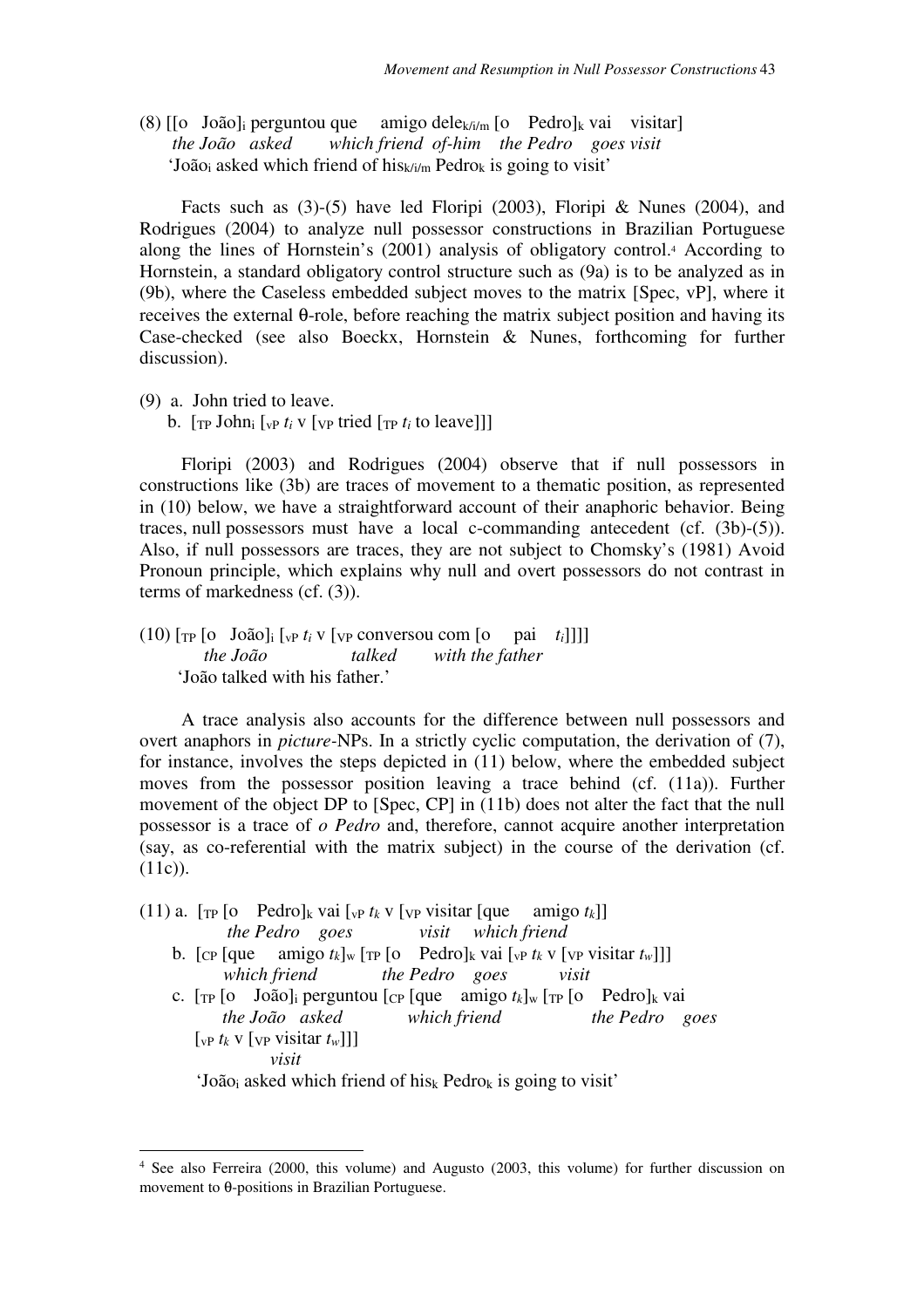(8) [[o João]$_i$ perguntou que amigo dele$_{k/i/m}$ [o Pedro]$_k$ vai visitar]
*the João asked which friend of-him the Pedro goes visit*
'João$_i$ asked which friend of his$_{k/i/m}$ Pedro$_k$ is going to visit'

Facts such as (3)-(5) have led Floripi (2003), Floripi & Nunes (2004), and Rodrigues (2004) to analyze null possessor constructions in Brazilian Portuguese along the lines of Hornstein's (2001) analysis of obligatory control.[4] According to Hornstein, a standard obligatory control structure such as (9a) is to be analyzed as in (9b), where the Caseless embedded subject moves to the matrix [Spec, vP], where it receives the external θ-role, before reaching the matrix subject position and having its Case-checked (see also Boeckx, Hornstein & Nunes, forthcoming for further discussion).

(9) a. John tried to leave.
b. [$_{TP}$ John$_i$ [$_{vP}$ $t_i$ v [$_{VP}$ tried [$_{TP}$ $t_i$ to leave]]]

Floripi (2003) and Rodrigues (2004) observe that if null possessors in constructions like (3b) are traces of movement to a thematic position, as represented in (10) below, we have a straightforward account of their anaphoric behavior. Being traces, null possessors must have a local c-commanding antecedent (cf. (3b)-(5)). Also, if null possessors are traces, they are not subject to Chomsky's (1981) Avoid Pronoun principle, which explains why null and overt possessors do not contrast in terms of markedness (cf. (3)).

(10) [$_{TP}$ [o João]$_i$ [$_{vP}$ $t_i$ v [$_{VP}$ conversou com [o pai $t_i$]]]]
*the João talked with the father*
'João talked with his father.'

A trace analysis also accounts for the difference between null possessors and overt anaphors in *picture*-NPs. In a strictly cyclic computation, the derivation of (7), for instance, involves the steps depicted in (11) below, where the embedded subject moves from the possessor position leaving a trace behind (cf. (11a)). Further movement of the object DP to [Spec, CP] in (11b) does not alter the fact that the null possessor is a trace of *o Pedro* and, therefore, cannot acquire another interpretation (say, as co-referential with the matrix subject) in the course of the derivation (cf. (11c)).

(11) a. [$_{TP}$ [o Pedro]$_k$ vai [$_{vP}$ $t_k$ v [$_{VP}$ visitar [que amigo $t_k$]]
*the Pedro goes visit which friend*
b. [$_{CP}$ [que amigo $t_k$]$_w$ [$_{TP}$ [o Pedro]$_k$ vai [$_{vP}$ $t_k$ v [$_{VP}$ visitar $t_w$]]]
*which friend the Pedro goes visit*
c. [$_{TP}$ [o João]$_i$ perguntou [$_{CP}$ [que amigo $t_k$]$_w$ [$_{TP}$ [o Pedro]$_k$ vai
*the João asked which friend the Pedro goes*
[$_{vP}$ $t_k$ v [$_{VP}$ visitar $t_w$]]]
*visit*
'João$_i$ asked which friend of his$_k$ Pedro$_k$ is going to visit'

[4] See also Ferreira (2000, this volume) and Augusto (2003, this volume) for further discussion on movement to θ-positions in Brazilian Portuguese.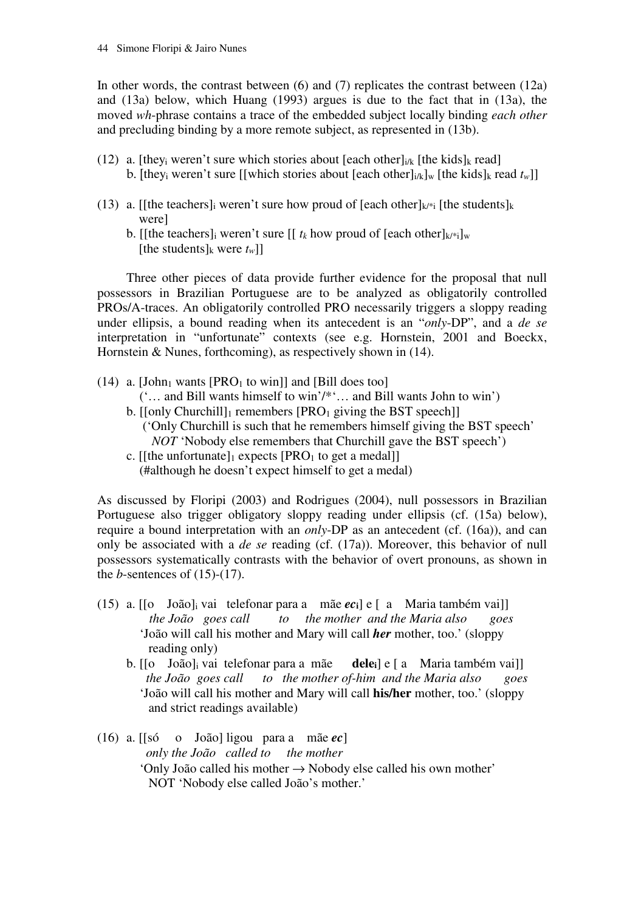In other words, the contrast between (6) and (7) replicates the contrast between (12a) and (13a) below, which Huang (1993) argues is due to the fact that in (13a), the moved *wh*-phrase contains a trace of the embedded subject locally binding *each other* and precluding binding by a more remote subject, as represented in (13b).

(12) a. [they$_i$ weren't sure which stories about [each other]$_{i/k}$ [the kids]$_k$ read]
 b. [they$_i$ weren't sure [[which stories about [each other]$_{i/k}$]$_w$ [the kids]$_k$ read $t_w$]]

(13) a. [[the teachers]$_i$ weren't sure how proud of [each other]$_{k/*i}$ [the students]$_k$ were]
 b. [[the teachers]$_i$ weren't sure [[ $t_k$ how proud of [each other]$_{k/*i}$]$_w$ [the students]$_k$ were $t_w$]]

Three other pieces of data provide further evidence for the proposal that null possessors in Brazilian Portuguese are to be analyzed as obligatorily controlled PROs/A-traces. An obligatorily controlled PRO necessarily triggers a sloppy reading under ellipsis, a bound reading when its antecedent is an "*only*-DP", and a *de se* interpretation in "unfortunate" contexts (see e.g. Hornstein, 2001 and Boeckx, Hornstein & Nunes, forthcoming), as respectively shown in (14).

(14) a. [John$_1$ wants [PRO$_1$ to win]] and [Bill does too]
 ('… and Bill wants himself to win'/*'… and Bill wants John to win')
 b. [[only Churchill]$_1$ remembers [PRO$_1$ giving the BST speech]]
 ('Only Churchill is such that he remembers himself giving the BST speech'
 *NOT* 'Nobody else remembers that Churchill gave the BST speech')
 c. [[the unfortunate]$_1$ expects [PRO$_1$ to get a medal]]
 (#although he doesn't expect himself to get a medal)

As discussed by Floripi (2003) and Rodrigues (2004), null possessors in Brazilian Portuguese also trigger obligatory sloppy reading under ellipsis (cf. (15a) below), require a bound interpretation with an *only*-DP as an antecedent (cf. (16a)), and can only be associated with a *de se* reading (cf. (17a)). Moreover, this behavior of null possessors systematically contrasts with the behavior of overt pronouns, as shown in the *b*-sentences of (15)-(17).

(15) a. [[o João]$_i$ vai telefonar para a mãe ***ec$_i$***] e [ a Maria também vai]]
 *the João goes call to the mother and the Maria also goes*
 'João will call his mother and Mary will call ***her*** mother, too.' (sloppy reading only)
 b. [[o João]$_i$ vai telefonar para a mãe **dele$_i$**] e [ a Maria também vai]]
 *the João goes call to the mother of-him and the Maria also goes*
 'João will call his mother and Mary will call **his/her** mother, too.' (sloppy and strict readings available)

(16) a. [[só o João] ligou para a mãe ***ec***]
 *only the João called to the mother*
 'Only João called his mother → Nobody else called his own mother'
 NOT 'Nobody else called João's mother.'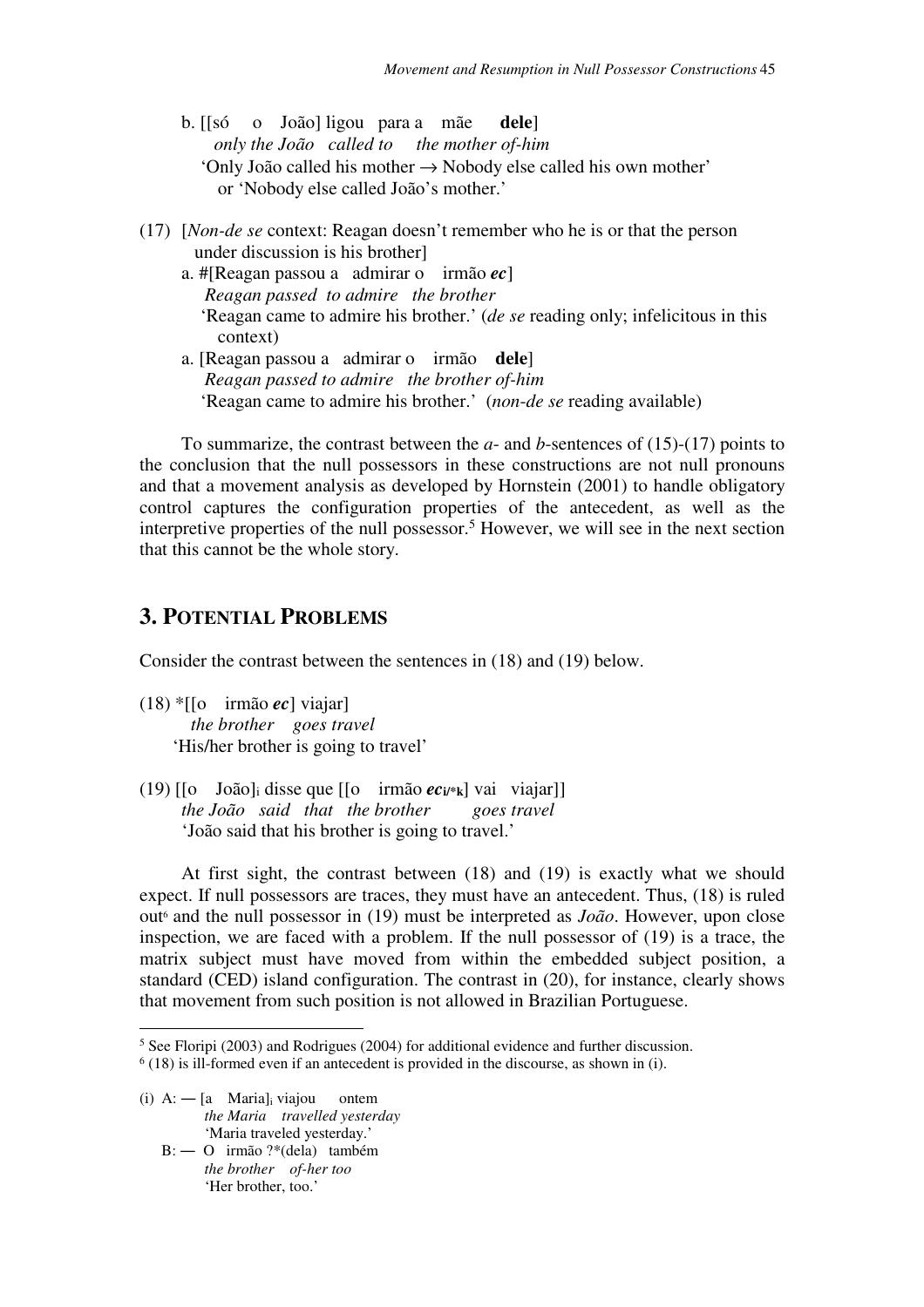b. [[só o João] ligou para a mãe **dele**]
   *only the João called to the mother of-him*
   'Only João called his mother → Nobody else called his own mother' or 'Nobody else called João's mother.'

(17) [*Non-de se* context: Reagan doesn't remember who he is or that the person under discussion is his brother]
   a. #[Reagan passou a admirar o irmão ***ec***]
   *Reagan passed to admire the brother*
   'Reagan came to admire his brother.' (*de se* reading only; infelicitous in this context)
   a. [Reagan passou a admirar o irmão **dele**]
   *Reagan passed to admire the brother of-him*
   'Reagan came to admire his brother.' (*non-de se* reading available)

To summarize, the contrast between the *a*- and *b*-sentences of (15)-(17) points to the conclusion that the null possessors in these constructions are not null pronouns and that a movement analysis as developed by Hornstein (2001) to handle obligatory control captures the configuration properties of the antecedent, as well as the interpretive properties of the null possessor.[5] However, we will see in the next section that this cannot be the whole story.

## 3. Potential Problems

Consider the contrast between the sentences in (18) and (19) below.

(18) *[[o irmão ***ec***] viajar]
   *the brother goes travel*
   'His/her brother is going to travel'

(19) [[o João]$_i$ disse que [[o irmão ***ec***$_{i/*k}$] vai viajar]]
   *the João said that the brother goes travel*
   'João said that his brother is going to travel.'

At first sight, the contrast between (18) and (19) is exactly what we should expect. If null possessors are traces, they must have an antecedent. Thus, (18) is ruled out[6] and the null possessor in (19) must be interpreted as *João*. However, upon close inspection, we are faced with a problem. If the null possessor of (19) is a trace, the matrix subject must have moved from within the embedded subject position, a standard (CED) island configuration. The contrast in (20), for instance, clearly shows that movement from such position is not allowed in Brazilian Portuguese.

---

[5] See Floripi (2003) and Rodrigues (2004) for additional evidence and further discussion.

[6] (18) is ill-formed even if an antecedent is provided in the discourse, as shown in (i).

(i) A: — [a Maria]$_i$ viajou ontem
   *the Maria travelled yesterday*
   'Maria traveled yesterday.'
   B: — O irmão ?*(dela) também
   *the brother of-her too*
   'Her brother, too.'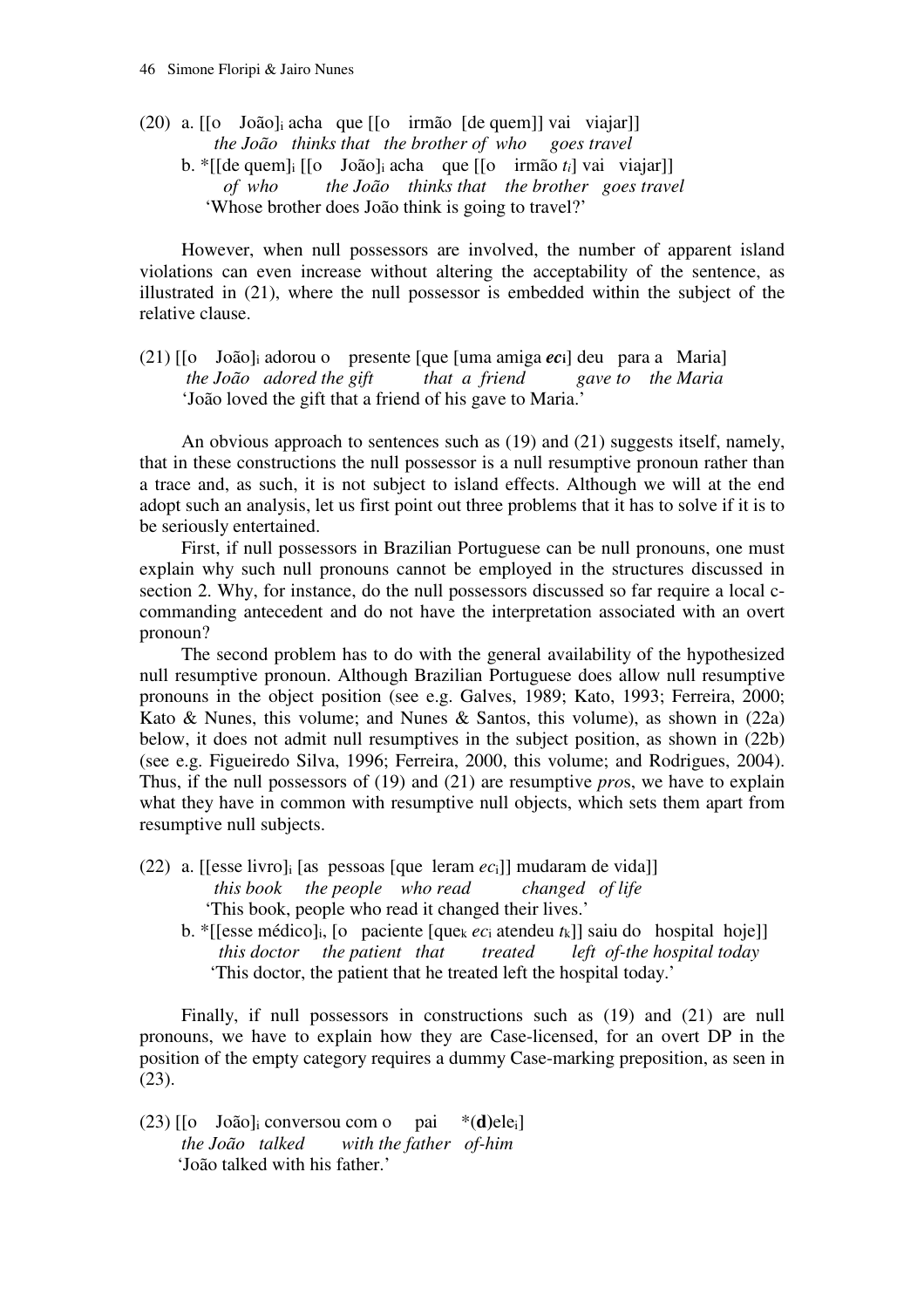(20) a. [[o João]$_i$ acha que [[o irmão [de quem]] vai viajar]]
*the João thinks that the brother of who goes travel*

b. *[[de quem]$_i$ [[o João]$_i$ acha que [[o irmão $t_i$] vai viajar]]
*of who the João thinks that the brother goes travel*
'Whose brother does João think is going to travel?'

However, when null possessors are involved, the number of apparent island violations can even increase without altering the acceptability of the sentence, as illustrated in (21), where the null possessor is embedded within the subject of the relative clause.

(21) [[o João]$_i$ adorou o presente [que [uma amiga ***ec***$_i$] deu para a Maria]
*the João adored the gift that a friend gave to the Maria*
'João loved the gift that a friend of his gave to Maria.'

An obvious approach to sentences such as (19) and (21) suggests itself, namely, that in these constructions the null possessor is a null resumptive pronoun rather than a trace and, as such, it is not subject to island effects. Although we will at the end adopt such an analysis, let us first point out three problems that it has to solve if it is to be seriously entertained.

First, if null possessors in Brazilian Portuguese can be null pronouns, one must explain why such null pronouns cannot be employed in the structures discussed in section 2. Why, for instance, do the null possessors discussed so far require a local c-commanding antecedent and do not have the interpretation associated with an overt pronoun?

The second problem has to do with the general availability of the hypothesized null resumptive pronoun. Although Brazilian Portuguese does allow null resumptive pronouns in the object position (see e.g. Galves, 1989; Kato, 1993; Ferreira, 2000; Kato & Nunes, this volume; and Nunes & Santos, this volume), as shown in (22a) below, it does not admit null resumptives in the subject position, as shown in (22b) (see e.g. Figueiredo Silva, 1996; Ferreira, 2000, this volume; and Rodrigues, 2004). Thus, if the null possessors of (19) and (21) are resumptive *pro*s, we have to explain what they have in common with resumptive null objects, which sets them apart from resumptive null subjects.

(22) a. [[esse livro]$_i$ [as pessoas [que leram $ec_i$]] mudaram de vida]]
*this book the people who read changed of life*
'This book, people who read it changed their lives.'

b. *[[esse médico]$_i$, [o paciente [que$_k$ $ec_i$ atendeu $t_k$]] saiu do hospital hoje]]
*this doctor the patient that treated left of-the hospital today*
'This doctor, the patient that he treated left the hospital today.'

Finally, if null possessors in constructions such as (19) and (21) are null pronouns, we have to explain how they are Case-licensed, for an overt DP in the position of the empty category requires a dummy Case-marking preposition, as seen in (23).

(23) [[o João]$_i$ conversou com o pai *(**d**)ele$_i$]
*the João talked with the father of-him*
'João talked with his father.'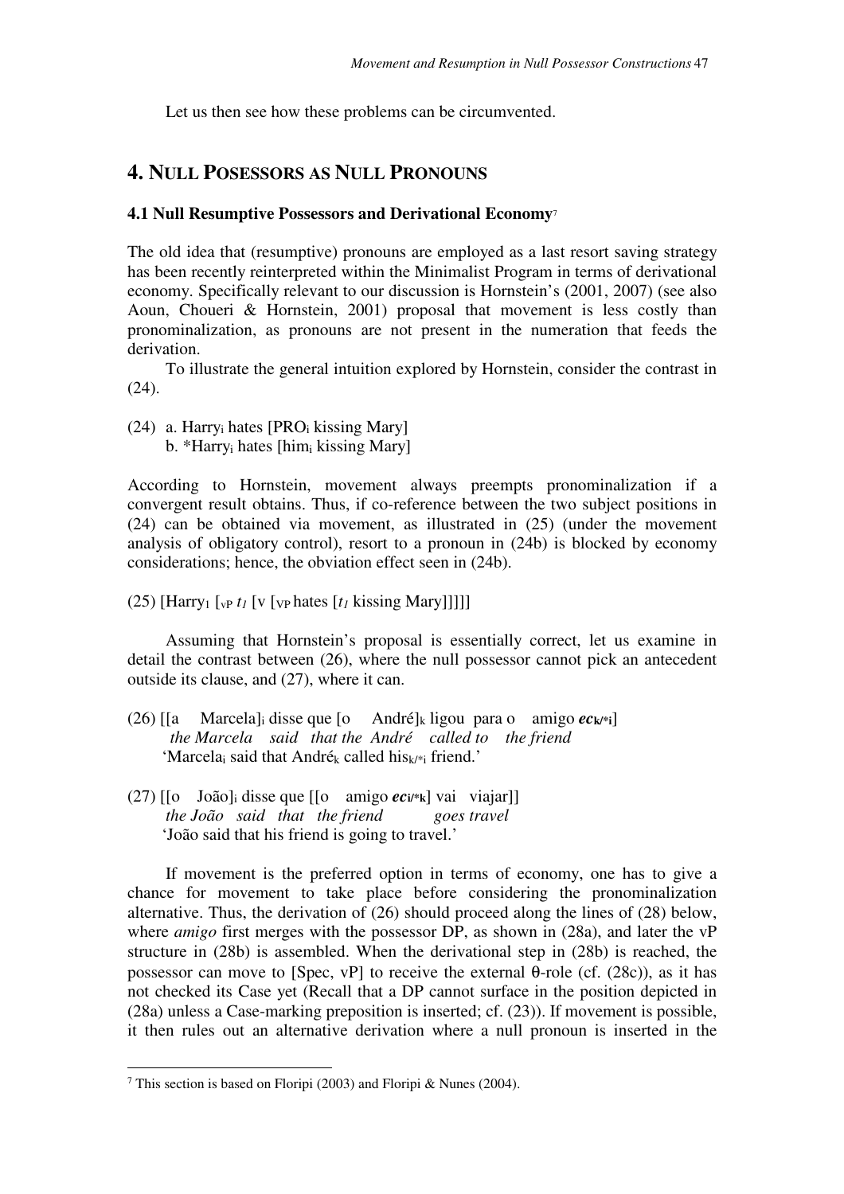Let us then see how these problems can be circumvented.

## 4. Null Posessors as Null Pronouns

### 4.1 Null Resumptive Possessors and Derivational Economy[7]

The old idea that (resumptive) pronouns are employed as a last resort saving strategy has been recently reinterpreted within the Minimalist Program in terms of derivational economy. Specifically relevant to our discussion is Hornstein's (2001, 2007) (see also Aoun, Choueri & Hornstein, 2001) proposal that movement is less costly than pronominalization, as pronouns are not present in the numeration that feeds the derivation.

To illustrate the general intuition explored by Hornstein, consider the contrast in (24).

(24) a. Harry$_i$ hates [PRO$_i$ kissing Mary]
b. *Harry$_i$ hates [him$_i$ kissing Mary]

According to Hornstein, movement always preempts pronominalization if a convergent result obtains. Thus, if co-reference between the two subject positions in (24) can be obtained via movement, as illustrated in (25) (under the movement analysis of obligatory control), resort to a pronoun in (24b) is blocked by economy considerations; hence, the obviation effect seen in (24b).

(25) [Harry$_1$ [$_{vP}$ $t_1$ [v [$_{VP}$ hates [$t_1$ kissing Mary]]]]]

Assuming that Hornstein's proposal is essentially correct, let us examine in detail the contrast between (26), where the null possessor cannot pick an antecedent outside its clause, and (27), where it can.

(26) [[a Marcela]$_i$ disse que [o André]$_k$ ligou para o amigo ***ec***$_{\mathbf{k/*i}}$]
*the Marcela said that the André called to the friend*
'Marcela$_i$ said that André$_k$ called his$_{k/*i}$ friend.'

(27) [[o João]$_i$ disse que [[o amigo ***ec***$_{\mathbf{i/*k}}$] vai viajar]]
*the João said that the friend goes travel*
'João said that his friend is going to travel.'

If movement is the preferred option in terms of economy, one has to give a chance for movement to take place before considering the pronominalization alternative. Thus, the derivation of (26) should proceed along the lines of (28) below, where *amigo* first merges with the possessor DP, as shown in (28a), and later the vP structure in (28b) is assembled. When the derivational step in (28b) is reached, the possessor can move to [Spec, vP] to receive the external θ-role (cf. (28c)), as it has not checked its Case yet (Recall that a DP cannot surface in the position depicted in (28a) unless a Case-marking preposition is inserted; cf. (23)). If movement is possible, it then rules out an alternative derivation where a null pronoun is inserted in the

---

[7] This section is based on Floripi (2003) and Floripi & Nunes (2004).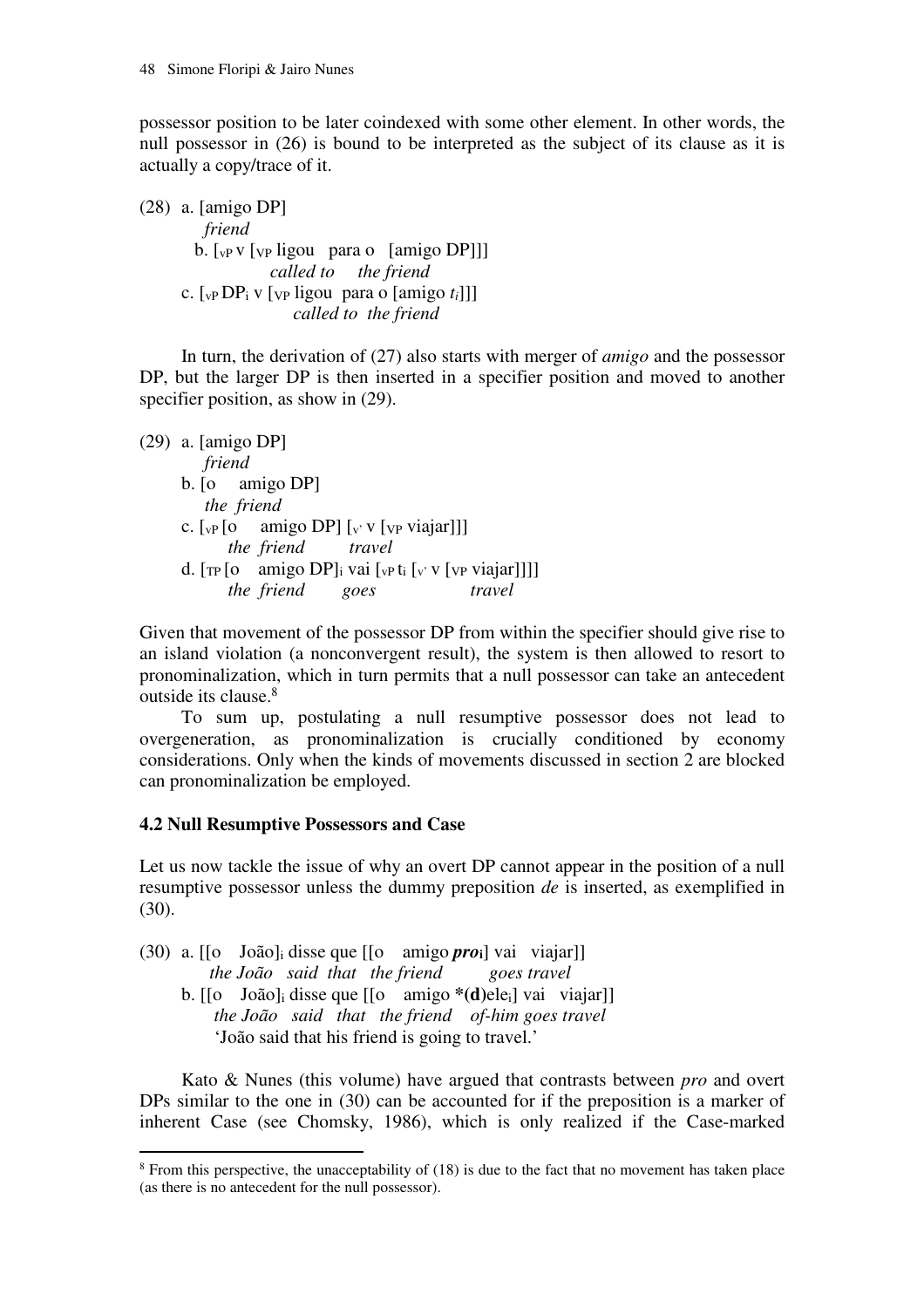possessor position to be later coindexed with some other element. In other words, the null possessor in (26) is bound to be interpreted as the subject of its clause as it is actually a copy/trace of it.

(28) a. [amigo DP]
*friend*
b. [$_{vP}$ v [$_{VP}$ ligou para o [amigo DP]]]
*called to the friend*
c. [$_{vP}$ DP$_i$ v [$_{VP}$ ligou para o [amigo $t_i$]]]
*called to the friend*

In turn, the derivation of (27) also starts with merger of *amigo* and the possessor DP, but the larger DP is then inserted in a specifier position and moved to another specifier position, as show in (29).

(29) a. [amigo DP]
*friend*
b. [o amigo DP]
*the friend*
c. [$_{vP}$ [o amigo DP] [$_{v'}$ v [$_{VP}$ viajar]]]
*the friend travel*
d. [$_{TP}$ [o amigo DP]$_i$ vai [$_{vP}$ t$_i$ [$_{v'}$ v [$_{VP}$ viajar]]]]
*the friend goes travel*

Given that movement of the possessor DP from within the specifier should give rise to an island violation (a nonconvergent result), the system is then allowed to resort to pronominalization, which in turn permits that a null possessor can take an antecedent outside its clause.[8]

To sum up, postulating a null resumptive possessor does not lead to overgeneration, as pronominalization is crucially conditioned by economy considerations. Only when the kinds of movements discussed in section 2 are blocked can pronominalization be employed.

### 4.2 Null Resumptive Possessors and Case

Let us now tackle the issue of why an overt DP cannot appear in the position of a null resumptive possessor unless the dummy preposition *de* is inserted, as exemplified in (30).

(30) a. [[o João]$_i$ disse que [[o amigo ***pro***$_i$] vai viajar]]
*the João said that the friend goes travel*
b. [[o João]$_i$ disse que [[o amigo **\*(d)**ele$_i$] vai viajar]]
*the João said that the friend of-him goes travel*
'João said that his friend is going to travel.'

Kato & Nunes (this volume) have argued that contrasts between *pro* and overt DPs similar to the one in (30) can be accounted for if the preposition is a marker of inherent Case (see Chomsky, 1986), which is only realized if the Case-marked

[8] From this perspective, the unacceptability of (18) is due to the fact that no movement has taken place (as there is no antecedent for the null possessor).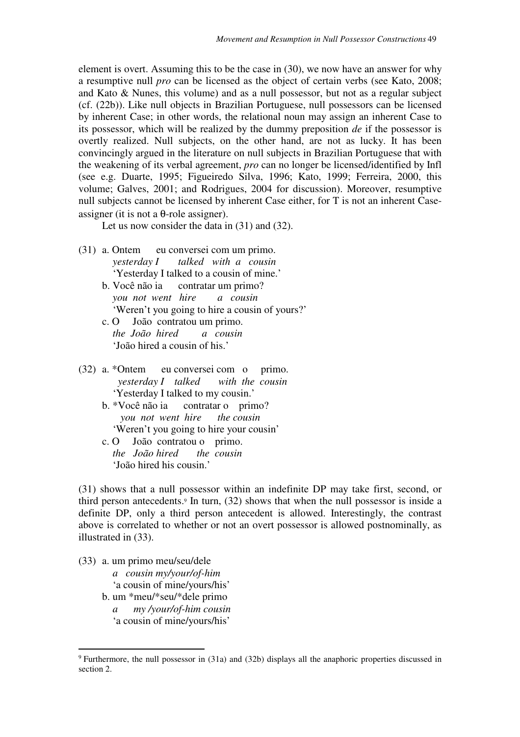element is overt. Assuming this to be the case in (30), we now have an answer for why a resumptive null *pro* can be licensed as the object of certain verbs (see Kato, 2008; and Kato & Nunes, this volume) and as a null possessor, but not as a regular subject (cf. (22b)). Like null objects in Brazilian Portuguese, null possessors can be licensed by inherent Case; in other words, the relational noun may assign an inherent Case to its possessor, which will be realized by the dummy preposition *de* if the possessor is overtly realized. Null subjects, on the other hand, are not as lucky. It has been convincingly argued in the literature on null subjects in Brazilian Portuguese that with the weakening of its verbal agreement, *pro* can no longer be licensed/identified by Infl (see e.g. Duarte, 1995; Figueiredo Silva, 1996; Kato, 1999; Ferreira, 2000, this volume; Galves, 2001; and Rodrigues, 2004 for discussion). Moreover, resumptive null subjects cannot be licensed by inherent Case either, for T is not an inherent Case-assigner (it is not a θ-role assigner).

Let us now consider the data in (31) and (32).

(31) a. Ontem eu conversei com um primo.
  *yesterday I talked with a cousin*
  'Yesterday I talked to a cousin of mine.'
 b. Você não ia contratar um primo?
  *you not went hire a cousin*
  'Weren't you going to hire a cousin of yours?'
 c. O João contratou um primo.
  *the João hired a cousin*
  'João hired a cousin of his.'

(32) a. *Ontem eu conversei com o primo.
  *yesterday I talked with the cousin*
  'Yesterday I talked to my cousin.'
 b. *Você não ia contratar o primo?
  *you not went hire the cousin*
  'Weren't you going to hire your cousin'
 c. O João contratou o primo.
  *the João hired the cousin*
  'João hired his cousin.'

(31) shows that a null possessor within an indefinite DP may take first, second, or third person antecedents.[9] In turn, (32) shows that when the null possessor is inside a definite DP, only a third person antecedent is allowed. Interestingly, the contrast above is correlated to whether or not an overt possessor is allowed postnominally, as illustrated in (33).

(33) a. um primo meu/seu/dele
  *a cousin my/your/of-him*
  'a cousin of mine/yours/his'
 b. um *meu/*seu/*dele primo
  *a my /your/of-him cousin*
  'a cousin of mine/yours/his'

[9] Furthermore, the null possessor in (31a) and (32b) displays all the anaphoric properties discussed in section 2.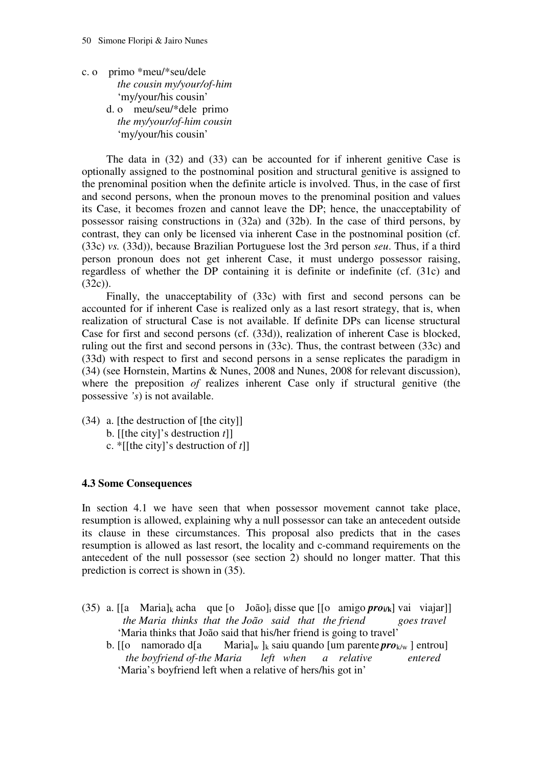c. o primo *meu/*seu/dele
*the cousin my/your/of-him*
'my/your/his cousin'

d. o meu/seu/*dele primo
*the my/your/of-him cousin*
'my/your/his cousin'

The data in (32) and (33) can be accounted for if inherent genitive Case is optionally assigned to the postnominal position and structural genitive is assigned to the prenominal position when the definite article is involved. Thus, in the case of first and second persons, when the pronoun moves to the prenominal position and values its Case, it becomes frozen and cannot leave the DP; hence, the unacceptability of possessor raising constructions in (32a) and (32b). In the case of third persons, by contrast, they can only be licensed via inherent Case in the postnominal position (cf. (33c) *vs.* (33d)), because Brazilian Portuguese lost the 3rd person *seu*. Thus, if a third person pronoun does not get inherent Case, it must undergo possessor raising, regardless of whether the DP containing it is definite or indefinite (cf. (31c) and (32c)).

Finally, the unacceptability of (33c) with first and second persons can be accounted for if inherent Case is realized only as a last resort strategy, that is, when realization of structural Case is not available. If definite DPs can license structural Case for first and second persons (cf. (33d)), realization of inherent Case is blocked, ruling out the first and second persons in (33c). Thus, the contrast between (33c) and (33d) with respect to first and second persons in a sense replicates the paradigm in (34) (see Hornstein, Martins & Nunes, 2008 and Nunes, 2008 for relevant discussion), where the preposition *of* realizes inherent Case only if structural genitive (the possessive *'s*) is not available.

(34) a. [the destruction of [the city]]
b. [[the city]'s destruction *t*]]
c. *[[the city]'s destruction of *t*]]

### 4.3 Some Consequences

In section 4.1 we have seen that when possessor movement cannot take place, resumption is allowed, explaining why a null possessor can take an antecedent outside its clause in these circumstances. This proposal also predicts that in the cases resumption is allowed as last resort, the locality and c-command requirements on the antecedent of the null possessor (see section 2) should no longer matter. That this prediction is correct is shown in (35).

(35) a. [[a Maria]$_k$ acha que [o João]$_i$ disse que [[o amigo ***pro***$_{i/k}$] vai viajar]]
*the Maria thinks that the João said that the friend goes travel*
'Maria thinks that João said that his/her friend is going to travel'

b. [[o namorado d[a Maria]$_w$ ]$_k$ saiu quando [um parente ***pro***$_{k/w}$ ] entrou]
*the boyfriend of-the Maria left when a relative entered*
'Maria's boyfriend left when a relative of hers/his got in'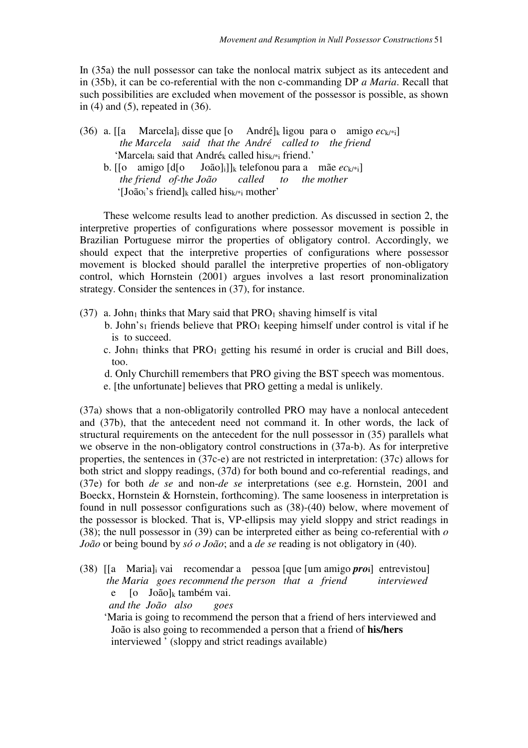In (35a) the null possessor can take the nonlocal matrix subject as its antecedent and in (35b), it can be co-referential with the non c-commanding DP *a Maria*. Recall that such possibilities are excluded when movement of the possessor is possible, as shown in (4) and (5), repeated in (36).

(36) a. [[a Marcela]$_i$ disse que [o André]$_k$ ligou para o amigo *ec*$_{k/*i}$]
*the Marcela said that the André called to the friend*
'Marcela$_i$ said that André$_k$ called his$_{k/*i}$ friend.'

b. [[o amigo [d[o João]$_i$]]$_k$ telefonou para a mãe *ec*$_{k/*i}$]
*the friend of-the João called to the mother*
'[João$_i$'s friend]$_k$ called his$_{k/*i}$ mother'

These welcome results lead to another prediction. As discussed in section 2, the interpretive properties of configurations where possessor movement is possible in Brazilian Portuguese mirror the properties of obligatory control. Accordingly, we should expect that the interpretive properties of configurations where possessor movement is blocked should parallel the interpretive properties of non-obligatory control, which Hornstein (2001) argues involves a last resort pronominalization strategy. Consider the sentences in (37), for instance.

(37) a. John$_1$ thinks that Mary said that PRO$_1$ shaving himself is vital
b. John's$_1$ friends believe that PRO$_1$ keeping himself under control is vital if he is to succeed.
c. John$_1$ thinks that PRO$_1$ getting his resumé in order is crucial and Bill does, too.
d. Only Churchill remembers that PRO giving the BST speech was momentous.
e. [the unfortunate] believes that PRO getting a medal is unlikely.

(37a) shows that a non-obligatorily controlled PRO may have a nonlocal antecedent and (37b), that the antecedent need not command it. In other words, the lack of structural requirements on the antecedent for the null possessor in (35) parallels what we observe in the non-obligatory control constructions in (37a-b). As for interpretive properties, the sentences in (37c-e) are not restricted in interpretation: (37c) allows for both strict and sloppy readings, (37d) for both bound and co-referential readings, and (37e) for both *de se* and non-*de se* interpretations (see e.g. Hornstein, 2001 and Boeckx, Hornstein & Hornstein, forthcoming). The same looseness in interpretation is found in null possessor configurations such as (38)-(40) below, where movement of the possessor is blocked. That is, VP-ellipsis may yield sloppy and strict readings in (38); the null possessor in (39) can be interpreted either as being co-referential with *o João* or being bound by *só o João*; and a *de se* reading is not obligatory in (40).

(38) [[a Maria]$_i$ vai recomendar a pessoa [que [um amigo ***pro***$_i$] entrevistou]
*the Maria goes recommend the person that a friend interviewed*
e [o João]$_k$ também vai.
*and the João also goes*
'Maria is going to recommend the person that a friend of hers interviewed and João is also going to recommended a person that a friend of **his/hers** interviewed ' (sloppy and strict readings available)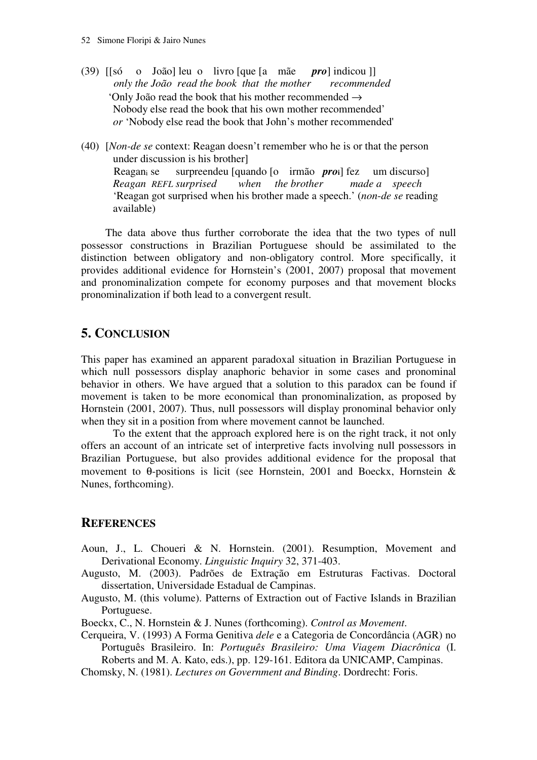(39) [[só o João] leu o livro [que [a mãe ***pro***] indicou ]]
*only the João read the book that the mother recommended*
'Only João read the book that his mother recommended →
Nobody else read the book that his own mother recommended'
*or* 'Nobody else read the book that John's mother recommended'

(40) [*Non-de se* context: Reagan doesn't remember who he is or that the person under discussion is his brother]
Reagan$_i$ se surpreendeu [quando [o irmão ***pro***$_i$] fez um discurso]
*Reagan REFL surprised when the brother made a speech*
'Reagan got surprised when his brother made a speech.' (*non-de se* reading available)

The data above thus further corroborate the idea that the two types of null possessor constructions in Brazilian Portuguese should be assimilated to the distinction between obligatory and non-obligatory control. More specifically, it provides additional evidence for Hornstein's (2001, 2007) proposal that movement and pronominalization compete for economy purposes and that movement blocks pronominalization if both lead to a convergent result.

## 5. CONCLUSION

This paper has examined an apparent paradoxal situation in Brazilian Portuguese in which null possessors display anaphoric behavior in some cases and pronominal behavior in others. We have argued that a solution to this paradox can be found if movement is taken to be more economical than pronominalization, as proposed by Hornstein (2001, 2007). Thus, null possessors will display pronominal behavior only when they sit in a position from where movement cannot be launched.

To the extent that the approach explored here is on the right track, it not only offers an account of an intricate set of interpretive facts involving null possessors in Brazilian Portuguese, but also provides additional evidence for the proposal that movement to θ-positions is licit (see Hornstein, 2001 and Boeckx, Hornstein & Nunes, forthcoming).

## REFERENCES

Aoun, J., L. Choueri & N. Hornstein. (2001). Resumption, Movement and Derivational Economy. *Linguistic Inquiry* 32, 371-403.

Augusto, M. (2003). Padrões de Extração em Estruturas Factivas. Doctoral dissertation, Universidade Estadual de Campinas.

Augusto, M. (this volume). Patterns of Extraction out of Factive Islands in Brazilian Portuguese.

Boeckx, C., N. Hornstein & J. Nunes (forthcoming). *Control as Movement*.

Cerqueira, V. (1993) A Forma Genitiva *dele* e a Categoria de Concordância (AGR) no Português Brasileiro. In: *Português Brasileiro: Uma Viagem Diacrônica* (I. Roberts and M. A. Kato, eds.), pp. 129-161. Editora da UNICAMP, Campinas.

Chomsky, N. (1981). *Lectures on Government and Binding*. Dordrecht: Foris.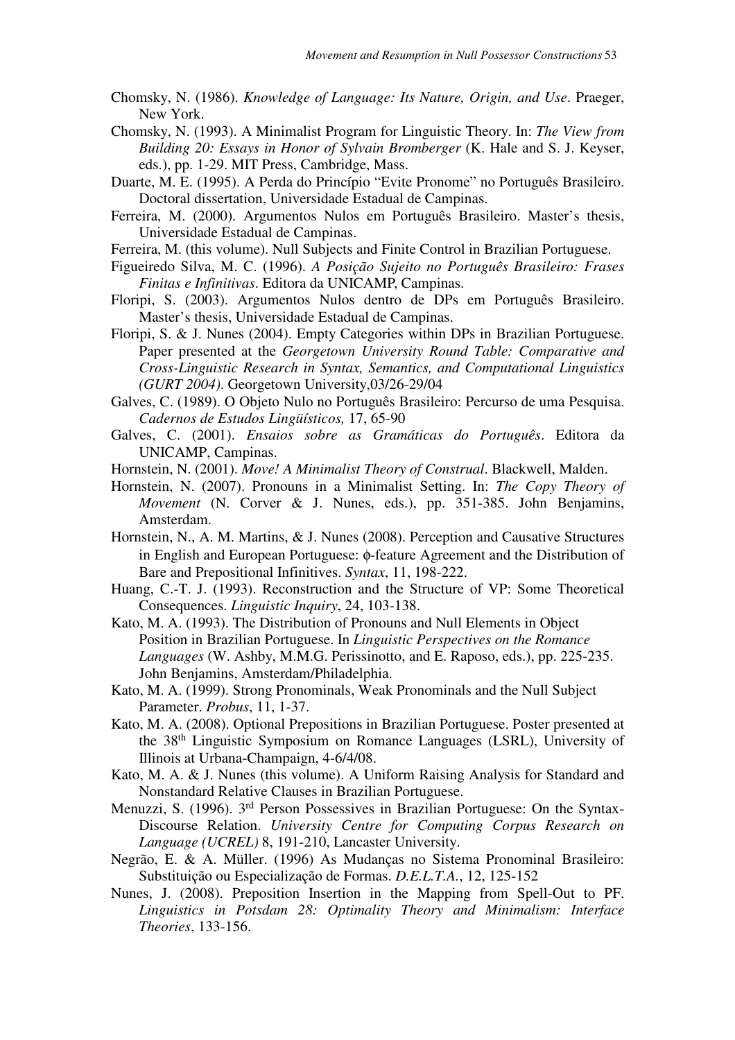Chomsky, N. (1986). *Knowledge of Language: Its Nature, Origin, and Use*. Praeger, New York.

Chomsky, N. (1993). A Minimalist Program for Linguistic Theory. In: *The View from Building 20: Essays in Honor of Sylvain Bromberger* (K. Hale and S. J. Keyser, eds.), pp. 1-29. MIT Press, Cambridge, Mass.

Duarte, M. E. (1995). A Perda do Princípio "Evite Pronome" no Português Brasileiro. Doctoral dissertation, Universidade Estadual de Campinas.

Ferreira, M. (2000). Argumentos Nulos em Português Brasileiro. Master's thesis, Universidade Estadual de Campinas.

Ferreira, M. (this volume). Null Subjects and Finite Control in Brazilian Portuguese.

Figueiredo Silva, M. C. (1996). *A Posição Sujeito no Português Brasileiro: Frases Finitas e Infinitivas*. Editora da UNICAMP, Campinas.

Floripi, S. (2003). Argumentos Nulos dentro de DPs em Português Brasileiro. Master's thesis, Universidade Estadual de Campinas.

Floripi, S. & J. Nunes (2004). Empty Categories within DPs in Brazilian Portuguese. Paper presented at the *Georgetown University Round Table: Comparative and Cross-Linguistic Research in Syntax, Semantics, and Computational Linguistics (GURT 2004)*. Georgetown University,03/26-29/04

Galves, C. (1989). O Objeto Nulo no Português Brasileiro: Percurso de uma Pesquisa. *Cadernos de Estudos Lingüísticos,* 17, 65-90

Galves, C. (2001). *Ensaios sobre as Gramáticas do Português*. Editora da UNICAMP, Campinas.

Hornstein, N. (2001). *Move! A Minimalist Theory of Construal*. Blackwell, Malden.

Hornstein, N. (2007). Pronouns in a Minimalist Setting. In: *The Copy Theory of Movement* (N. Corver & J. Nunes, eds.), pp. 351-385. John Benjamins, Amsterdam.

Hornstein, N., A. M. Martins, & J. Nunes (2008). Perception and Causative Structures in English and European Portuguese: ϕ-feature Agreement and the Distribution of Bare and Prepositional Infinitives. *Syntax*, 11, 198-222.

Huang, C.-T. J. (1993). Reconstruction and the Structure of VP: Some Theoretical Consequences. *Linguistic Inquiry*, 24, 103-138.

Kato, M. A. (1993). The Distribution of Pronouns and Null Elements in Object Position in Brazilian Portuguese. In *Linguistic Perspectives on the Romance Languages* (W. Ashby, M.M.G. Perissinotto, and E. Raposo, eds.), pp. 225-235. John Benjamins, Amsterdam/Philadelphia.

Kato, M. A. (1999). Strong Pronominals, Weak Pronominals and the Null Subject Parameter. *Probus*, 11, 1-37.

Kato, M. A. (2008). Optional Prepositions in Brazilian Portuguese. Poster presented at the 38th Linguistic Symposium on Romance Languages (LSRL), University of Illinois at Urbana-Champaign, 4-6/4/08.

Kato, M. A. & J. Nunes (this volume). A Uniform Raising Analysis for Standard and Nonstandard Relative Clauses in Brazilian Portuguese.

Menuzzi, S. (1996). 3rd Person Possessives in Brazilian Portuguese: On the Syntax-Discourse Relation. *University Centre for Computing Corpus Research on Language (UCREL)* 8, 191-210, Lancaster University.

Negrão, E. & A. Müller. (1996) As Mudanças no Sistema Pronominal Brasileiro: Substituição ou Especialização de Formas. *D.E.L.T.A.*, 12, 125-152

Nunes, J. (2008). Preposition Insertion in the Mapping from Spell-Out to PF. *Linguistics in Potsdam 28: Optimality Theory and Minimalism: Interface Theories*, 133-156.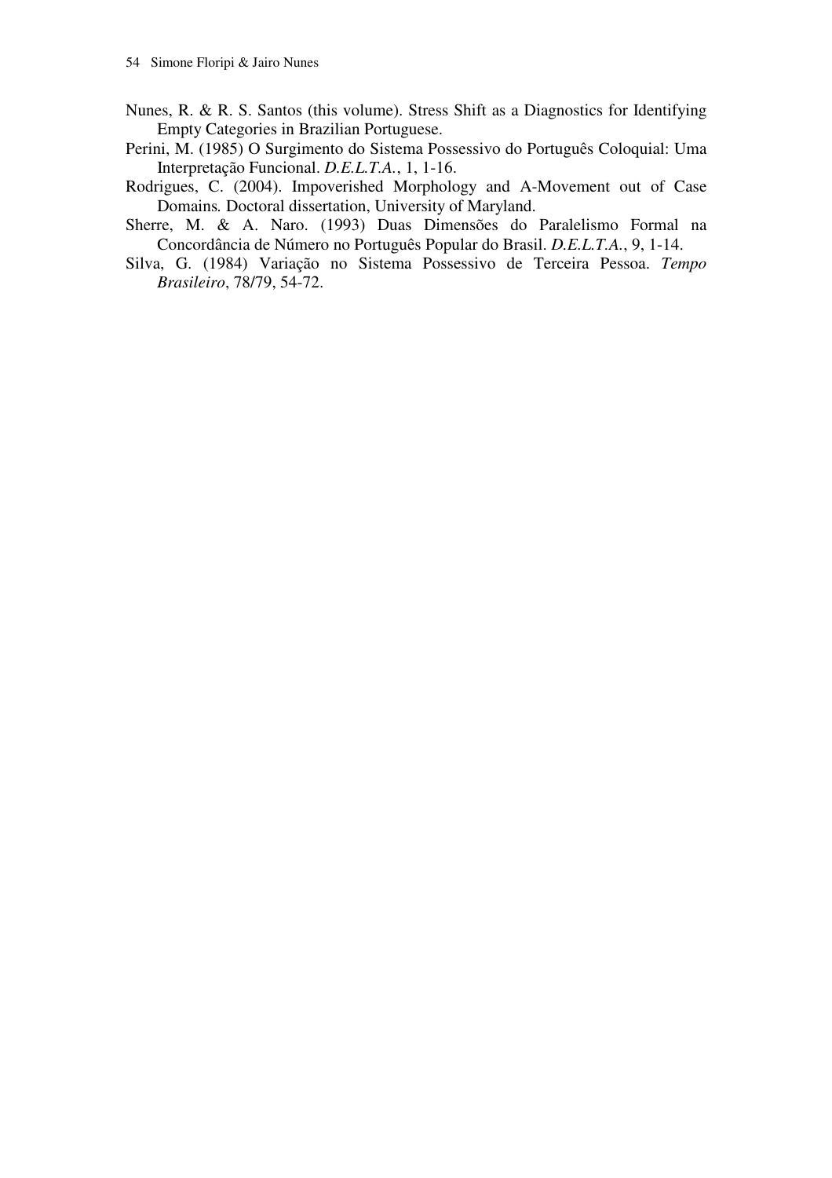Nunes, R. & R. S. Santos (this volume). Stress Shift as a Diagnostics for Identifying Empty Categories in Brazilian Portuguese.

Perini, M. (1985) O Surgimento do Sistema Possessivo do Português Coloquial: Uma Interpretação Funcional. *D.E.L.T.A.*, 1, 1-16.

Rodrigues, C. (2004). Impoverished Morphology and A-Movement out of Case Domains*.* Doctoral dissertation, University of Maryland.

Sherre, M. & A. Naro. (1993) Duas Dimensões do Paralelismo Formal na Concordância de Número no Português Popular do Brasil. *D.E.L.T.A.*, 9, 1-14.

Silva, G. (1984) Variação no Sistema Possessivo de Terceira Pessoa. *Tempo Brasileiro*, 78/79, 54-72.